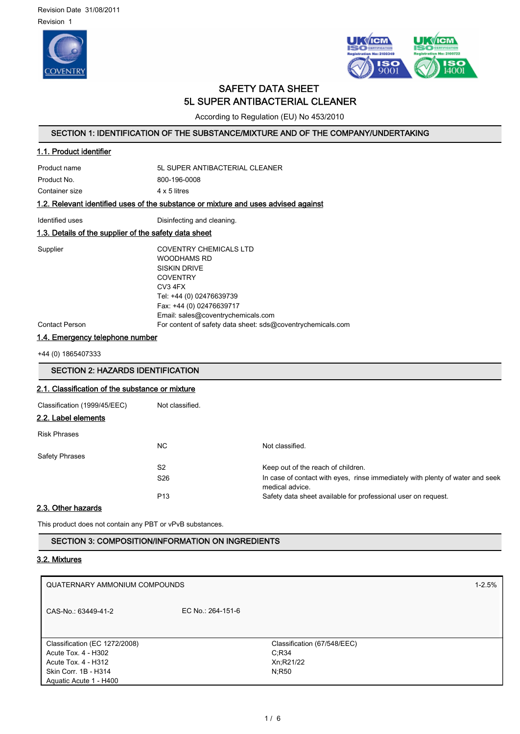Revision Date 31/08/2011

Revision 1

# SAFETY DATA SHEET
# 5L SUPER ANTIBACTERIAL CLEANER

According to Regulation (EU) No 453/2010

## SECTION 1: IDENTIFICATION OF THE SUBSTANCE/MIXTURE AND OF THE COMPANY/UNDERTAKING

### 1.1. Product identifier

| | |
|---|---|
| Product name | 5L SUPER ANTIBACTERIAL CLEANER |
| Product No. | 800-196-0008 |
| Container size | 4 x 5 litres |

### 1.2. Relevant identified uses of the substance or mixture and uses advised against

| | |
|---|---|
| Identified uses | Disinfecting and cleaning. |

### 1.3. Details of the supplier of the safety data sheet

| | |
|---|---|
| Supplier | COVENTRY CHEMICALS LTD<br>WOODHAMS RD<br>SISKIN DRIVE<br>COVENTRY<br>CV3 4FX<br>Tel: +44 (0) 02476639739<br>Fax: +44 (0) 02476639717<br>Email: sales@coventrychemicals.com |
| Contact Person | For content of safety data sheet: sds@coventrychemicals.com |

### 1.4. Emergency telephone number

+44 (0) 1865407333

## SECTION 2: HAZARDS IDENTIFICATION

### 2.1. Classification of the substance or mixture

| | |
|---|---|
| Classification (1999/45/EEC) | Not classified. |

### 2.2. Label elements

| | | |
|---|---|---|
| Risk Phrases | | |
| | NC | Not classified. |
| Safety Phrases | | |
| | S2 | Keep out of the reach of children. |
| | S26 | In case of contact with eyes, rinse immediately with plenty of water and seek medical advice. |
| | P13 | Safety data sheet available for professional user on request. |

### 2.3. Other hazards

This product does not contain any PBT or vPvB substances.

## SECTION 3: COMPOSITION/INFORMATION ON INGREDIENTS

### 3.2. Mixtures

| QUATERNARY AMMONIUM COMPOUNDS | | 1-2.5% |
|---|---|---|
| CAS-No.: 63449-41-2 | EC No.: 264-151-6 | |
| Classification (EC 1272/2008)<br>Acute Tox. 4 - H302<br>Acute Tox. 4 - H312<br>Skin Corr. 1B - H314<br>Aquatic Acute 1 - H400 | Classification (67/548/EEC)<br>C;R34<br>Xn;R21/22<br>N;R50 | |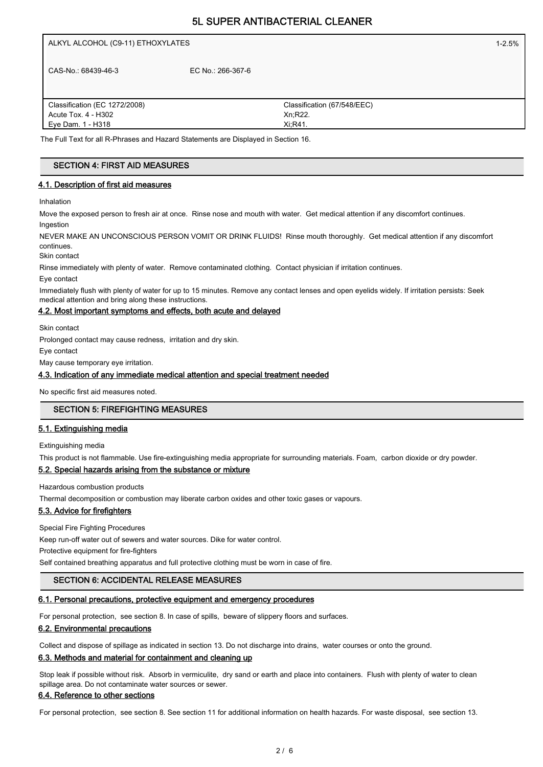| ALKYL ALCOHOL (C9-11) ETHOXYLATES | | 1-2.5% |
|---|---|---|
| CAS-No.: 68439-46-3 | EC No.: 266-367-6 | |
| Classification (EC 1272/2008)<br>Acute Tox. 4 - H302<br>Eye Dam. 1 - H318 | Classification (67/548/EEC)<br>Xn;R22.<br>Xi;R41. | |

The Full Text for all R-Phrases and Hazard Statements are Displayed in Section 16.

## SECTION 4: FIRST AID MEASURES

### 4.1. Description of first aid measures

Inhalation

Move the exposed person to fresh air at once. Rinse nose and mouth with water. Get medical attention if any discomfort continues.

Ingestion

NEVER MAKE AN UNCONSCIOUS PERSON VOMIT OR DRINK FLUIDS! Rinse mouth thoroughly. Get medical attention if any discomfort continues.

Skin contact

Rinse immediately with plenty of water. Remove contaminated clothing. Contact physician if irritation continues.

Eye contact

Immediately flush with plenty of water for up to 15 minutes. Remove any contact lenses and open eyelids widely. If irritation persists: Seek medical attention and bring along these instructions.

### 4.2. Most important symptoms and effects, both acute and delayed

Skin contact

Prolonged contact may cause redness, irritation and dry skin.

Eye contact

May cause temporary eye irritation.

### 4.3. Indication of any immediate medical attention and special treatment needed

No specific first aid measures noted.

## SECTION 5: FIREFIGHTING MEASURES

### 5.1. Extinguishing media

Extinguishing media

This product is not flammable. Use fire-extinguishing media appropriate for surrounding materials. Foam, carbon dioxide or dry powder.

### 5.2. Special hazards arising from the substance or mixture

Hazardous combustion products

Thermal decomposition or combustion may liberate carbon oxides and other toxic gases or vapours.

### 5.3. Advice for firefighters

Special Fire Fighting Procedures

Keep run-off water out of sewers and water sources. Dike for water control.

Protective equipment for fire-fighters

Self contained breathing apparatus and full protective clothing must be worn in case of fire.

## SECTION 6: ACCIDENTAL RELEASE MEASURES

### 6.1. Personal precautions, protective equipment and emergency procedures

For personal protection, see section 8. In case of spills, beware of slippery floors and surfaces.

### 6.2. Environmental precautions

Collect and dispose of spillage as indicated in section 13. Do not discharge into drains, water courses or onto the ground.

### 6.3. Methods and material for containment and cleaning up

Stop leak if possible without risk. Absorb in vermiculite, dry sand or earth and place into containers. Flush with plenty of water to clean spillage area. Do not contaminate water sources or sewer.

### 6.4. Reference to other sections

For personal protection, see section 8. See section 11 for additional information on health hazards. For waste disposal, see section 13.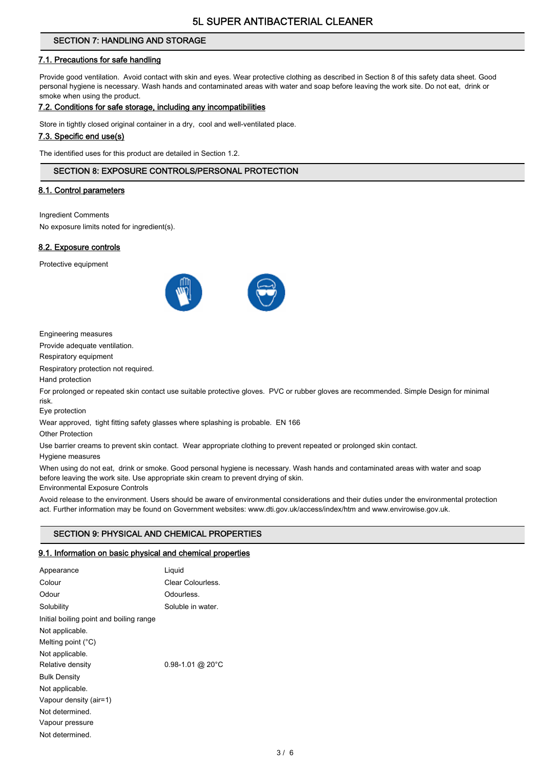## SECTION 7: HANDLING AND STORAGE

### 7.1. Precautions for safe handling

Provide good ventilation. Avoid contact with skin and eyes. Wear protective clothing as described in Section 8 of this safety data sheet. Good personal hygiene is necessary. Wash hands and contaminated areas with water and soap before leaving the work site. Do not eat, drink or smoke when using the product.

### 7.2. Conditions for safe storage, including any incompatibilities

Store in tightly closed original container in a dry, cool and well-ventilated place.

### 7.3. Specific end use(s)

The identified uses for this product are detailed in Section 1.2.

## SECTION 8: EXPOSURE CONTROLS/PERSONAL PROTECTION

### 8.1. Control parameters

Ingredient Comments

No exposure limits noted for ingredient(s).

### 8.2. Exposure controls

Protective equipment

Engineering measures

Provide adequate ventilation.

Respiratory equipment

Respiratory protection not required.

Hand protection

For prolonged or repeated skin contact use suitable protective gloves. PVC or rubber gloves are recommended. Simple Design for minimal risk.

Eye protection

Wear approved, tight fitting safety glasses where splashing is probable. EN 166

Other Protection

Use barrier creams to prevent skin contact. Wear appropriate clothing to prevent repeated or prolonged skin contact.

Hygiene measures

When using do not eat, drink or smoke. Good personal hygiene is necessary. Wash hands and contaminated areas with water and soap before leaving the work site. Use appropriate skin cream to prevent drying of skin.

Environmental Exposure Controls

Avoid release to the environment. Users should be aware of environmental considerations and their duties under the environmental protection act. Further information may be found on Government websites: www.dti.gov.uk/access/index/htm and www.envirowise.gov.uk.

## SECTION 9: PHYSICAL AND CHEMICAL PROPERTIES

### 9.1. Information on basic physical and chemical properties

| | |
|---|---|
| Appearance | Liquid |
| Colour | Clear Colourless. |
| Odour | Odourless. |
| Solubility | Soluble in water. |

Initial boiling point and boiling range

Not applicable.

Melting point (°C)

Not applicable.

| | |
|---|---|
| Relative density | 0.98-1.01 @ 20°C |

Bulk Density

Not applicable.

Vapour density (air=1)

Not determined.

Vapour pressure

Not determined.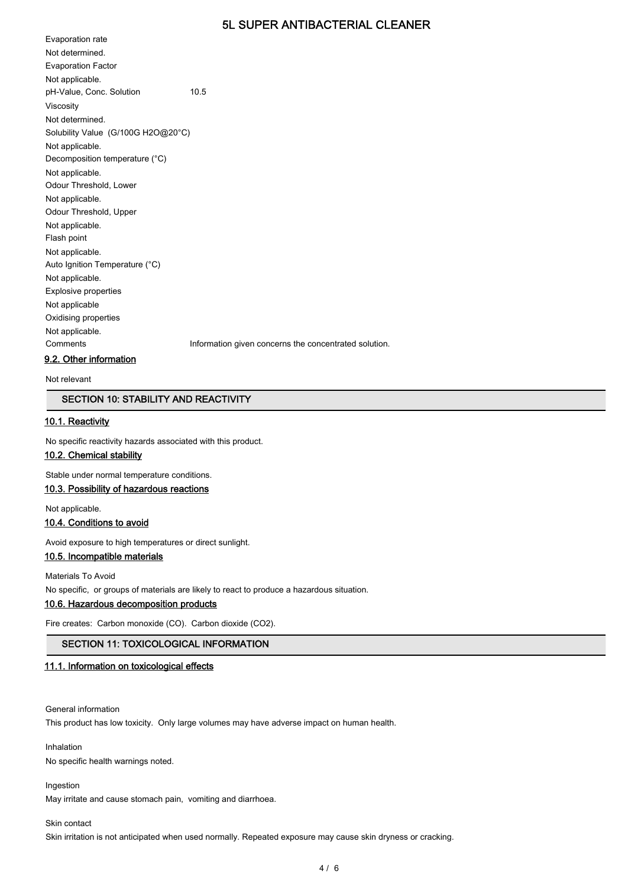Evaporation rate

Not determined.

Evaporation Factor

Not applicable.

pH-Value, Conc. Solution 10.5

Viscosity

Not determined.

Solubility Value (G/100G H2O@20°C)

Not applicable.

Decomposition temperature (°C)

Not applicable.

Odour Threshold, Lower

Not applicable.

Odour Threshold, Upper

Not applicable.

Flash point

Not applicable.

Auto Ignition Temperature (°C)

Not applicable.

Explosive properties

Not applicable

Oxidising properties

Not applicable.

Comments Information given concerns the concentrated solution.

### 9.2. Other information

Not relevant

## SECTION 10: STABILITY AND REACTIVITY

### 10.1. Reactivity

No specific reactivity hazards associated with this product.

### 10.2. Chemical stability

Stable under normal temperature conditions.

### 10.3. Possibility of hazardous reactions

Not applicable.

### 10.4. Conditions to avoid

Avoid exposure to high temperatures or direct sunlight.

### 10.5. Incompatible materials

Materials To Avoid

No specific, or groups of materials are likely to react to produce a hazardous situation.

### 10.6. Hazardous decomposition products

Fire creates: Carbon monoxide (CO). Carbon dioxide ($CO_2$).

## SECTION 11: TOXICOLOGICAL INFORMATION

### 11.1. Information on toxicological effects

General information

This product has low toxicity. Only large volumes may have adverse impact on human health.

Inhalation

No specific health warnings noted.

Ingestion

May irritate and cause stomach pain, vomiting and diarrhoea.

Skin contact

Skin irritation is not anticipated when used normally. Repeated exposure may cause skin dryness or cracking.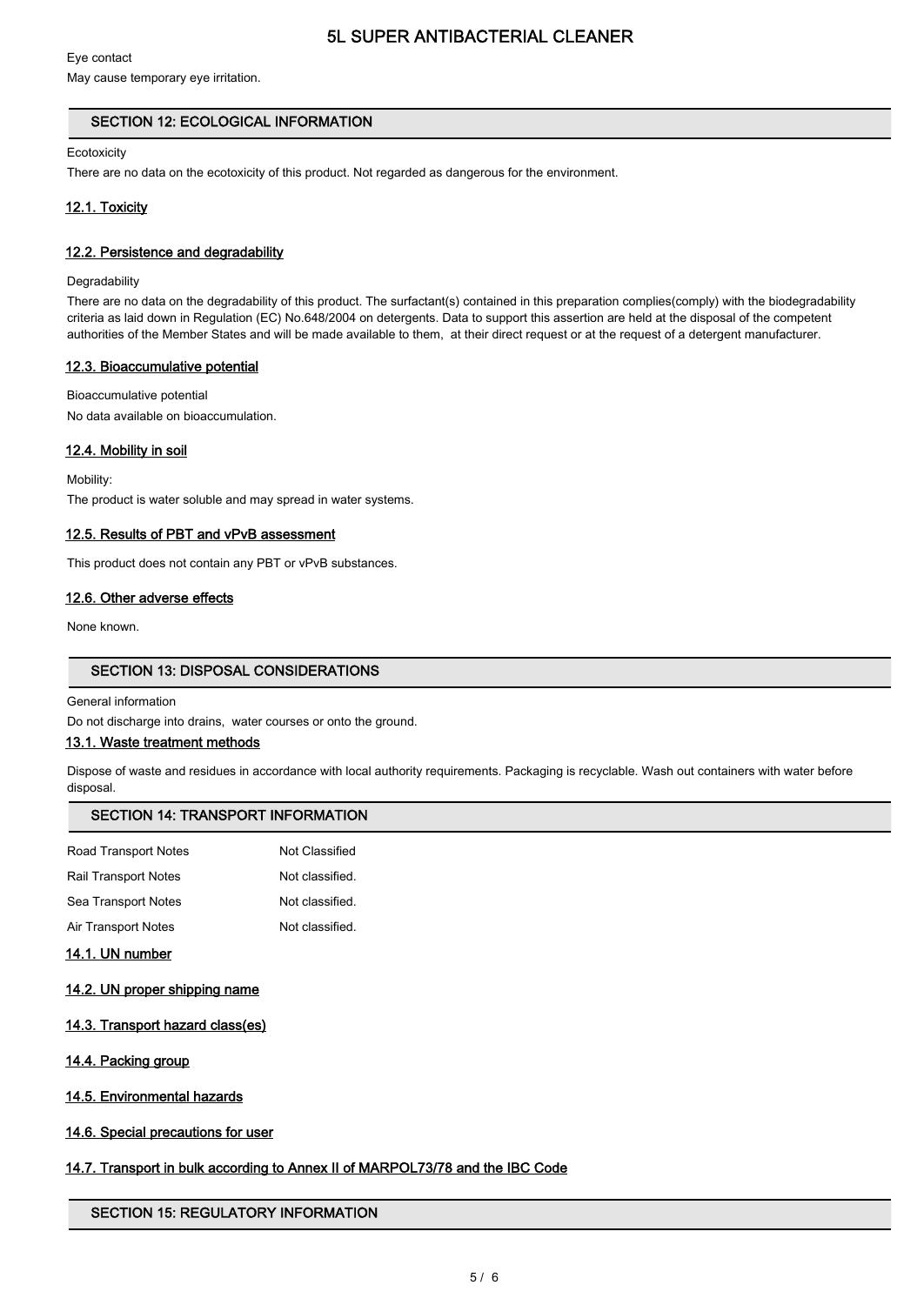Eye contact

May cause temporary eye irritation.

## SECTION 12: ECOLOGICAL INFORMATION

Ecotoxicity

There are no data on the ecotoxicity of this product. Not regarded as dangerous for the environment.

### 12.1. Toxicity

### 12.2. Persistence and degradability

Degradability

There are no data on the degradability of this product. The surfactant(s) contained in this preparation complies(comply) with the biodegradability criteria as laid down in Regulation (EC) No.648/2004 on detergents. Data to support this assertion are held at the disposal of the competent authorities of the Member States and will be made available to them, at their direct request or at the request of a detergent manufacturer.

### 12.3. Bioaccumulative potential

Bioaccumulative potential

No data available on bioaccumulation.

### 12.4. Mobility in soil

Mobility:

The product is water soluble and may spread in water systems.

### 12.5. Results of PBT and vPvB assessment

This product does not contain any PBT or vPvB substances.

### 12.6. Other adverse effects

None known.

## SECTION 13: DISPOSAL CONSIDERATIONS

General information

Do not discharge into drains, water courses or onto the ground.

### 13.1. Waste treatment methods

Dispose of waste and residues in accordance with local authority requirements. Packaging is recyclable. Wash out containers with water before disposal.

## SECTION 14: TRANSPORT INFORMATION

| | |
|---|---|
| Road Transport Notes | Not Classified |
| Rail Transport Notes | Not classified. |
| Sea Transport Notes | Not classified. |
| Air Transport Notes | Not classified. |

### 14.1. UN number

### 14.2. UN proper shipping name

### 14.3. Transport hazard class(es)

### 14.4. Packing group

### 14.5. Environmental hazards

### 14.6. Special precautions for user

### 14.7. Transport in bulk according to Annex II of MARPOL73/78 and the IBC Code

## SECTION 15: REGULATORY INFORMATION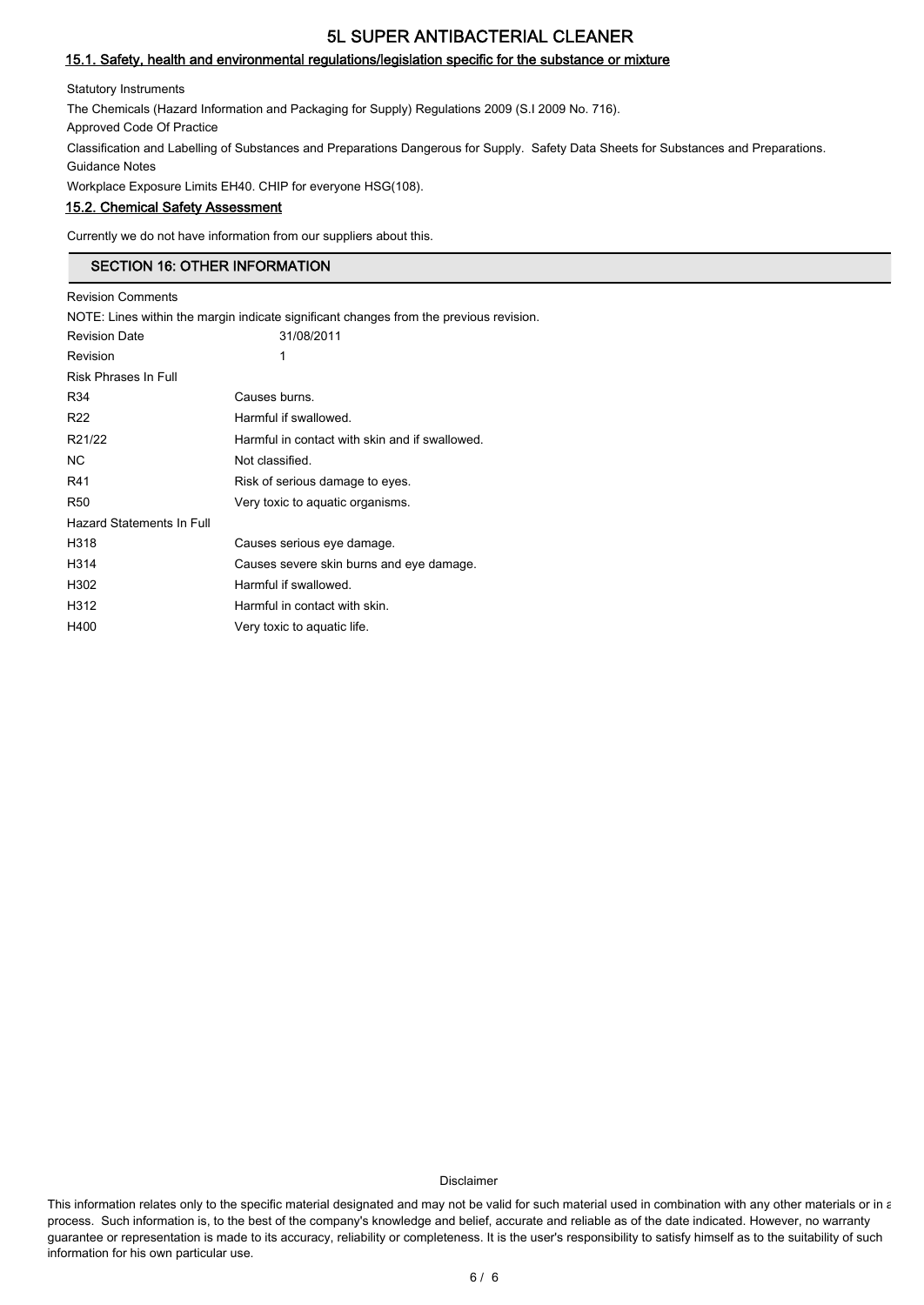### 15.1. Safety, health and environmental regulations/legislation specific for the substance or mixture

Statutory Instruments

The Chemicals (Hazard Information and Packaging for Supply) Regulations 2009 (S.I 2009 No. 716).

Approved Code Of Practice

Classification and Labelling of Substances and Preparations Dangerous for Supply. Safety Data Sheets for Substances and Preparations.

Guidance Notes

Workplace Exposure Limits EH40. CHIP for everyone HSG(108).

### 15.2. Chemical Safety Assessment

Currently we do not have information from our suppliers about this.

## SECTION 16: OTHER INFORMATION

Revision Comments

NOTE: Lines within the margin indicate significant changes from the previous revision.

| | |
|---|---|
| Revision Date | 31/08/2011 |
| Revision | 1 |

Risk Phrases In Full

| | |
|---|---|
| R34 | Causes burns. |
| R22 | Harmful if swallowed. |
| R21/22 | Harmful in contact with skin and if swallowed. |
| NC | Not classified. |
| R41 | Risk of serious damage to eyes. |
| R50 | Very toxic to aquatic organisms. |

Hazard Statements In Full

| | |
|---|---|
| H318 | Causes serious eye damage. |
| H314 | Causes severe skin burns and eye damage. |
| H302 | Harmful if swallowed. |
| H312 | Harmful in contact with skin. |
| H400 | Very toxic to aquatic life. |

Disclaimer

This information relates only to the specific material designated and may not be valid for such material used in combination with any other materials or in a process. Such information is, to the best of the company's knowledge and belief, accurate and reliable as of the date indicated. However, no warranty guarantee or representation is made to its accuracy, reliability or completeness. It is the user's responsibility to satisfy himself as to the suitability of such information for his own particular use.